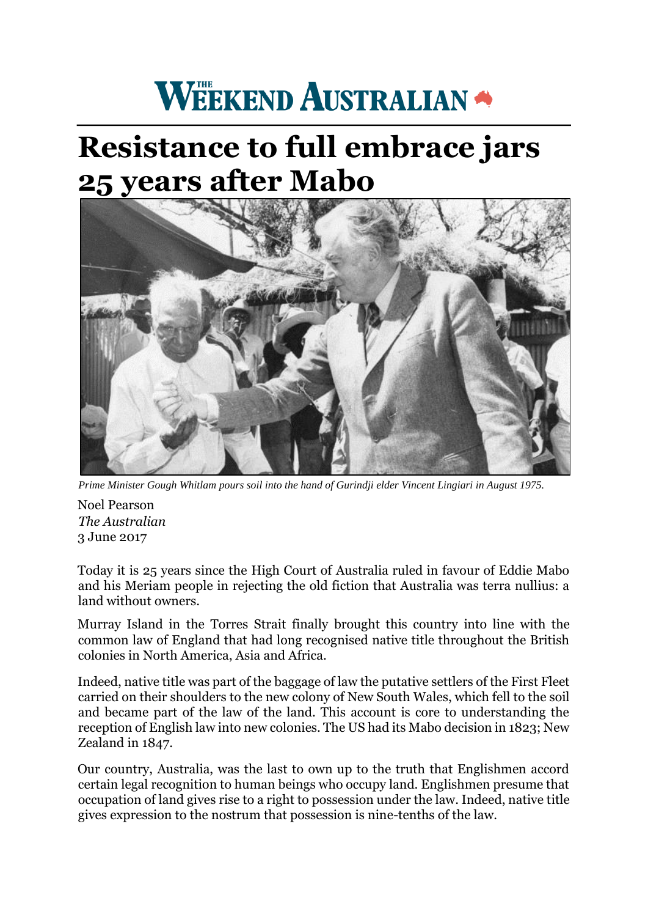# THE WEEKEND AUSTRALIAN

# Resistance to full embrace jars 25 years after Mabo

*Prime Minister Gough Whitlam pours soil into the hand of Gurindji elder Vincent Lingiari in August 1975.*

Noel Pearson
*The Australian*
3 June 2017

Today it is 25 years since the High Court of Australia ruled in favour of Eddie Mabo and his Meriam people in rejecting the old fiction that Australia was terra nullius: a land without owners.

Murray Island in the Torres Strait finally brought this country into line with the common law of England that had long recognised native title throughout the British colonies in North America, Asia and Africa.

Indeed, native title was part of the baggage of law the putative settlers of the First Fleet carried on their shoulders to the new colony of New South Wales, which fell to the soil and became part of the law of the land. This account is core to understanding the reception of English law into new colonies. The US had its Mabo decision in 1823; New Zealand in 1847.

Our country, Australia, was the last to own up to the truth that Englishmen accord certain legal recognition to human beings who occupy land. Englishmen presume that occupation of land gives rise to a right to possession under the law. Indeed, native title gives expression to the nostrum that possession is nine-tenths of the law.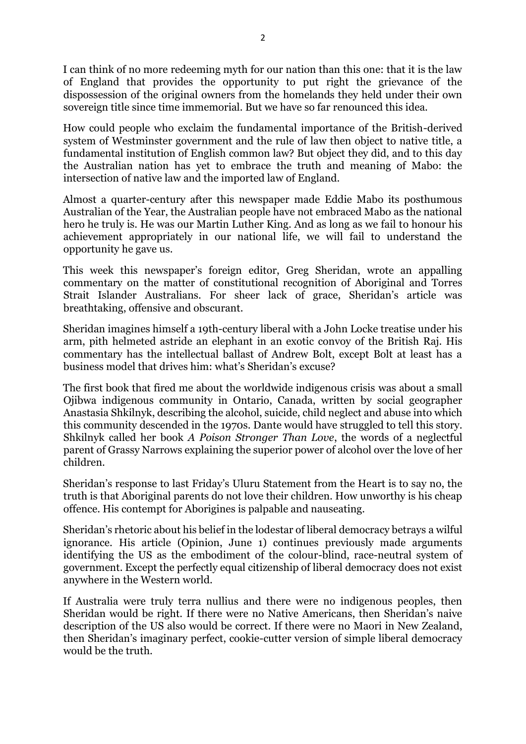I can think of no more redeeming myth for our nation than this one: that it is the law of England that provides the opportunity to put right the grievance of the dispossession of the original owners from the homelands they held under their own sovereign title since time immemorial. But we have so far renounced this idea.

How could people who exclaim the fundamental importance of the British-derived system of Westminster government and the rule of law then object to native title, a fundamental institution of English common law? But object they did, and to this day the Australian nation has yet to embrace the truth and meaning of Mabo: the intersection of native law and the imported law of England.

Almost a quarter-century after this newspaper made Eddie Mabo its posthumous Australian of the Year, the Australian people have not embraced Mabo as the national hero he truly is. He was our Martin Luther King. And as long as we fail to honour his achievement appropriately in our national life, we will fail to understand the opportunity he gave us.

This week this newspaper's foreign editor, Greg Sheridan, wrote an appalling commentary on the matter of constitutional recognition of Aboriginal and Torres Strait Islander Australians. For sheer lack of grace, Sheridan's article was breathtaking, offensive and obscurant.

Sheridan imagines himself a 19th-century liberal with a John Locke treatise under his arm, pith helmeted astride an elephant in an exotic convoy of the British Raj. His commentary has the intellectual ballast of Andrew Bolt, except Bolt at least has a business model that drives him: what's Sheridan's excuse?

The first book that fired me about the worldwide indigenous crisis was about a small Ojibwa indigenous community in Ontario, Canada, written by social geographer Anastasia Shkilnyk, describing the alcohol, suicide, child neglect and abuse into which this community descended in the 1970s. Dante would have struggled to tell this story. Shkilnyk called her book *A Poison Stronger Than Love*, the words of a neglectful parent of Grassy Narrows explaining the superior power of alcohol over the love of her children.

Sheridan's response to last Friday's Uluru Statement from the Heart is to say no, the truth is that Aboriginal parents do not love their children. How unworthy is his cheap offence. His contempt for Aborigines is palpable and nauseating.

Sheridan's rhetoric about his belief in the lodestar of liberal democracy betrays a wilful ignorance. His article (Opinion, June 1) continues previously made arguments identifying the US as the embodiment of the colour-blind, race-neutral system of government. Except the perfectly equal citizenship of liberal democracy does not exist anywhere in the Western world.

If Australia were truly terra nullius and there were no indigenous peoples, then Sheridan would be right. If there were no Native Americans, then Sheridan's naive description of the US also would be correct. If there were no Maori in New Zealand, then Sheridan's imaginary perfect, cookie-cutter version of simple liberal democracy would be the truth.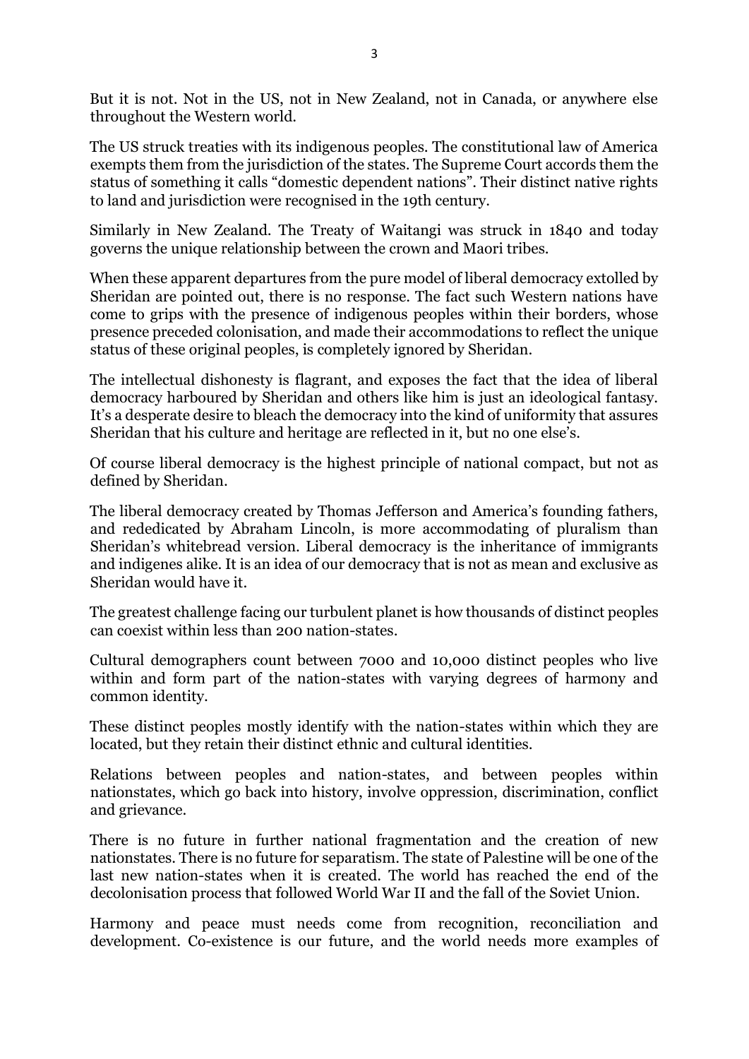But it is not. Not in the US, not in New Zealand, not in Canada, or anywhere else throughout the Western world.

The US struck treaties with its indigenous peoples. The constitutional law of America exempts them from the jurisdiction of the states. The Supreme Court accords them the status of something it calls "domestic dependent nations". Their distinct native rights to land and jurisdiction were recognised in the 19th century.

Similarly in New Zealand. The Treaty of Waitangi was struck in 1840 and today governs the unique relationship between the crown and Maori tribes.

When these apparent departures from the pure model of liberal democracy extolled by Sheridan are pointed out, there is no response. The fact such Western nations have come to grips with the presence of indigenous peoples within their borders, whose presence preceded colonisation, and made their accommodations to reflect the unique status of these original peoples, is completely ignored by Sheridan.

The intellectual dishonesty is flagrant, and exposes the fact that the idea of liberal democracy harboured by Sheridan and others like him is just an ideological fantasy. It's a desperate desire to bleach the democracy into the kind of uniformity that assures Sheridan that his culture and heritage are reflected in it, but no one else's.

Of course liberal democracy is the highest principle of national compact, but not as defined by Sheridan.

The liberal democracy created by Thomas Jefferson and America's founding fathers, and rededicated by Abraham Lincoln, is more accommodating of pluralism than Sheridan's whitebread version. Liberal democracy is the inheritance of immigrants and indigenes alike. It is an idea of our democracy that is not as mean and exclusive as Sheridan would have it.

The greatest challenge facing our turbulent planet is how thousands of distinct peoples can coexist within less than 200 nation-states.

Cultural demographers count between 7000 and 10,000 distinct peoples who live within and form part of the nation-states with varying degrees of harmony and common identity.

These distinct peoples mostly identify with the nation-states within which they are located, but they retain their distinct ethnic and cultural identities.

Relations between peoples and nation-states, and between peoples within nationstates, which go back into history, involve oppression, discrimination, conflict and grievance.

There is no future in further national fragmentation and the creation of new nationstates. There is no future for separatism. The state of Palestine will be one of the last new nation-states when it is created. The world has reached the end of the decolonisation process that followed World War II and the fall of the Soviet Union.

Harmony and peace must needs come from recognition, reconciliation and development. Co-existence is our future, and the world needs more examples of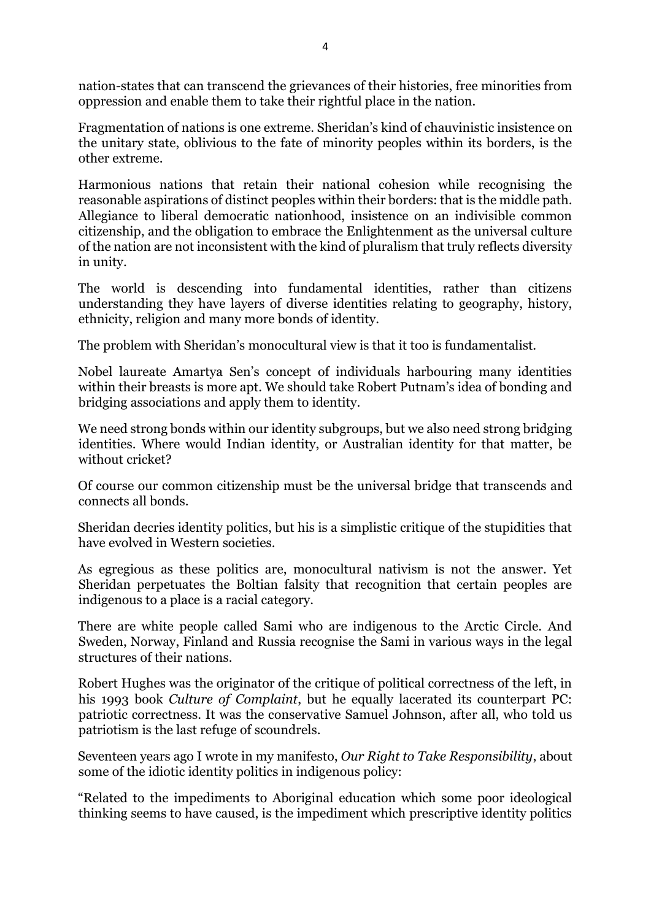nation-states that can transcend the grievances of their histories, free minorities from oppression and enable them to take their rightful place in the nation.

Fragmentation of nations is one extreme. Sheridan's kind of chauvinistic insistence on the unitary state, oblivious to the fate of minority peoples within its borders, is the other extreme.

Harmonious nations that retain their national cohesion while recognising the reasonable aspirations of distinct peoples within their borders: that is the middle path. Allegiance to liberal democratic nationhood, insistence on an indivisible common citizenship, and the obligation to embrace the Enlightenment as the universal culture of the nation are not inconsistent with the kind of pluralism that truly reflects diversity in unity.

The world is descending into fundamental identities, rather than citizens understanding they have layers of diverse identities relating to geography, history, ethnicity, religion and many more bonds of identity.

The problem with Sheridan's monocultural view is that it too is fundamentalist.

Nobel laureate Amartya Sen's concept of individuals harbouring many identities within their breasts is more apt. We should take Robert Putnam's idea of bonding and bridging associations and apply them to identity.

We need strong bonds within our identity subgroups, but we also need strong bridging identities. Where would Indian identity, or Australian identity for that matter, be without cricket?

Of course our common citizenship must be the universal bridge that transcends and connects all bonds.

Sheridan decries identity politics, but his is a simplistic critique of the stupidities that have evolved in Western societies.

As egregious as these politics are, monocultural nativism is not the answer. Yet Sheridan perpetuates the Boltian falsity that recognition that certain peoples are indigenous to a place is a racial category.

There are white people called Sami who are indigenous to the Arctic Circle. And Sweden, Norway, Finland and Russia recognise the Sami in various ways in the legal structures of their nations.

Robert Hughes was the originator of the critique of political correctness of the left, in his 1993 book *Culture of Complaint*, but he equally lacerated its counterpart PC: patriotic correctness. It was the conservative Samuel Johnson, after all, who told us patriotism is the last refuge of scoundrels.

Seventeen years ago I wrote in my manifesto, *Our Right to Take Responsibility*, about some of the idiotic identity politics in indigenous policy:

"Related to the impediments to Aboriginal education which some poor ideological thinking seems to have caused, is the impediment which prescriptive identity politics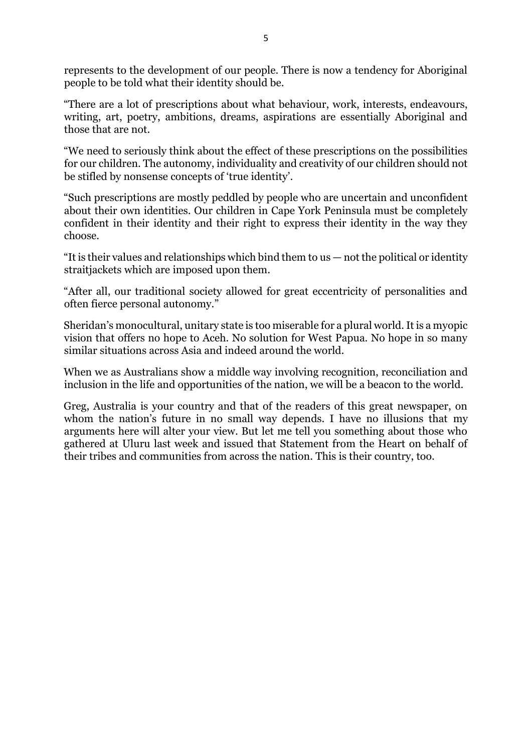represents to the development of our people. There is now a tendency for Aboriginal people to be told what their identity should be.

"There are a lot of prescriptions about what behaviour, work, interests, endeavours, writing, art, poetry, ambitions, dreams, aspirations are essentially Aboriginal and those that are not.

"We need to seriously think about the effect of these prescriptions on the possibilities for our children. The autonomy, individuality and creativity of our children should not be stifled by nonsense concepts of 'true identity'.

"Such prescriptions are mostly peddled by people who are uncertain and unconfident about their own identities. Our children in Cape York Peninsula must be completely confident in their identity and their right to express their identity in the way they choose.

"It is their values and relationships which bind them to us — not the political or identity straitjackets which are imposed upon them.

"After all, our traditional society allowed for great eccentricity of personalities and often fierce personal autonomy."

Sheridan's monocultural, unitary state is too miserable for a plural world. It is a myopic vision that offers no hope to Aceh. No solution for West Papua. No hope in so many similar situations across Asia and indeed around the world.

When we as Australians show a middle way involving recognition, reconciliation and inclusion in the life and opportunities of the nation, we will be a beacon to the world.

Greg, Australia is your country and that of the readers of this great newspaper, on whom the nation's future in no small way depends. I have no illusions that my arguments here will alter your view. But let me tell you something about those who gathered at Uluru last week and issued that Statement from the Heart on behalf of their tribes and communities from across the nation. This is their country, too.